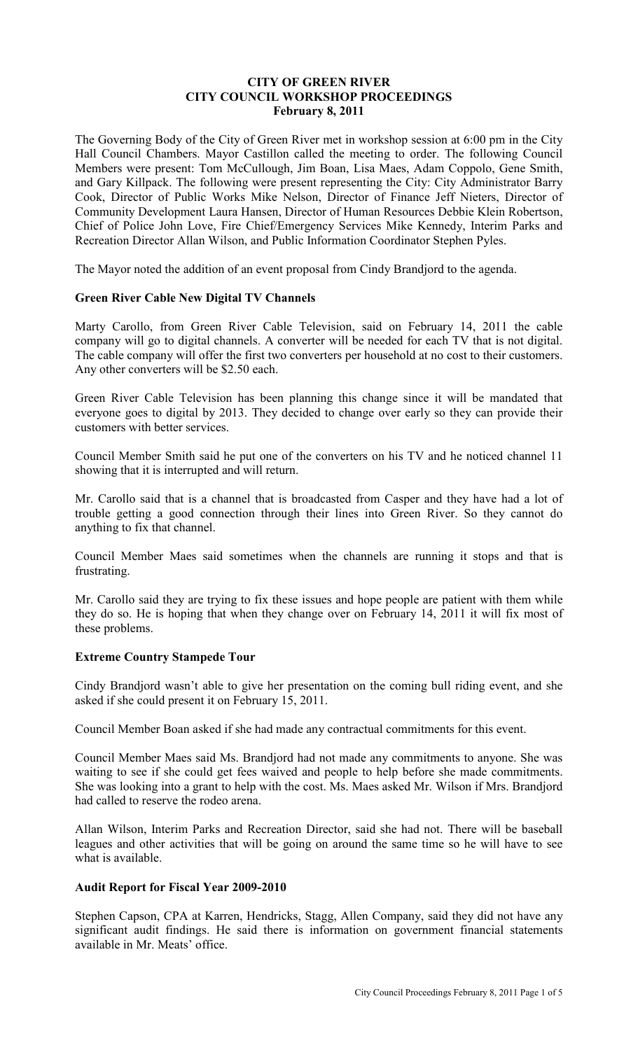# CITY OF GREEN RIVER
## CITY COUNCIL WORKSHOP PROCEEDINGS
### February 8, 2011

The Governing Body of the City of Green River met in workshop session at 6:00 pm in the City Hall Council Chambers. Mayor Castillon called the meeting to order. The following Council Members were present: Tom McCullough, Jim Boan, Lisa Maes, Adam Coppolo, Gene Smith, and Gary Killpack. The following were present representing the City: City Administrator Barry Cook, Director of Public Works Mike Nelson, Director of Finance Jeff Nieters, Director of Community Development Laura Hansen, Director of Human Resources Debbie Klein Robertson, Chief of Police John Love, Fire Chief/Emergency Services Mike Kennedy, Interim Parks and Recreation Director Allan Wilson, and Public Information Coordinator Stephen Pyles.

The Mayor noted the addition of an event proposal from Cindy Brandjord to the agenda.

**Green River Cable New Digital TV Channels**

Marty Carollo, from Green River Cable Television, said on February 14, 2011 the cable company will go to digital channels. A converter will be needed for each TV that is not digital. The cable company will offer the first two converters per household at no cost to their customers. Any other converters will be $2.50 each.

Green River Cable Television has been planning this change since it will be mandated that everyone goes to digital by 2013. They decided to change over early so they can provide their customers with better services.

Council Member Smith said he put one of the converters on his TV and he noticed channel 11 showing that it is interrupted and will return.

Mr. Carollo said that is a channel that is broadcasted from Casper and they have had a lot of trouble getting a good connection through their lines into Green River. So they cannot do anything to fix that channel.

Council Member Maes said sometimes when the channels are running it stops and that is frustrating.

Mr. Carollo said they are trying to fix these issues and hope people are patient with them while they do so. He is hoping that when they change over on February 14, 2011 it will fix most of these problems.

**Extreme Country Stampede Tour**

Cindy Brandjord wasn't able to give her presentation on the coming bull riding event, and she asked if she could present it on February 15, 2011.

Council Member Boan asked if she had made any contractual commitments for this event.

Council Member Maes said Ms. Brandjord had not made any commitments to anyone. She was waiting to see if she could get fees waived and people to help before she made commitments. She was looking into a grant to help with the cost. Ms. Maes asked Mr. Wilson if Mrs. Brandjord had called to reserve the rodeo arena.

Allan Wilson, Interim Parks and Recreation Director, said she had not. There will be baseball leagues and other activities that will be going on around the same time so he will have to see what is available.

**Audit Report for Fiscal Year 2009-2010**

Stephen Capson, CPA at Karren, Hendricks, Stagg, Allen Company, said they did not have any significant audit findings. He said there is information on government financial statements available in Mr. Meats' office.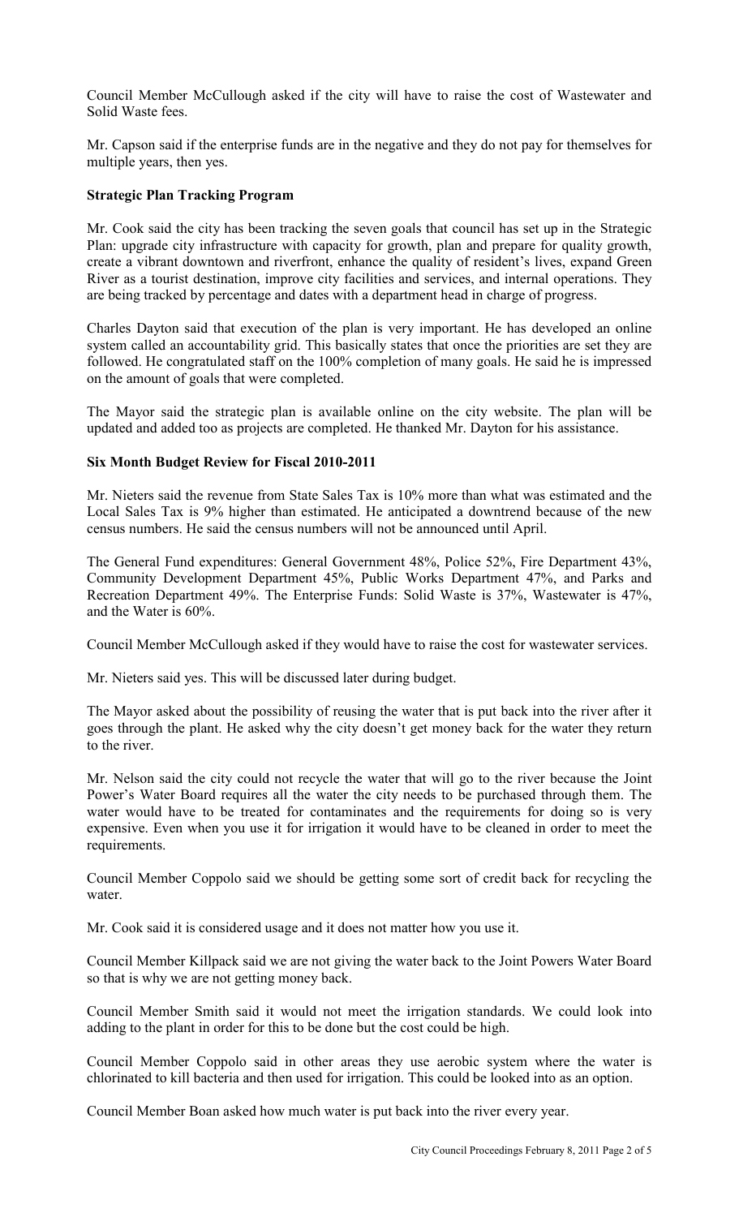Council Member McCullough asked if the city will have to raise the cost of Wastewater and Solid Waste fees.

Mr. Capson said if the enterprise funds are in the negative and they do not pay for themselves for multiple years, then yes.

**Strategic Plan Tracking Program**

Mr. Cook said the city has been tracking the seven goals that council has set up in the Strategic Plan: upgrade city infrastructure with capacity for growth, plan and prepare for quality growth, create a vibrant downtown and riverfront, enhance the quality of resident's lives, expand Green River as a tourist destination, improve city facilities and services, and internal operations. They are being tracked by percentage and dates with a department head in charge of progress.

Charles Dayton said that execution of the plan is very important. He has developed an online system called an accountability grid. This basically states that once the priorities are set they are followed. He congratulated staff on the 100% completion of many goals. He said he is impressed on the amount of goals that were completed.

The Mayor said the strategic plan is available online on the city website. The plan will be updated and added too as projects are completed. He thanked Mr. Dayton for his assistance.

**Six Month Budget Review for Fiscal 2010-2011**

Mr. Nieters said the revenue from State Sales Tax is 10% more than what was estimated and the Local Sales Tax is 9% higher than estimated. He anticipated a downtrend because of the new census numbers. He said the census numbers will not be announced until April.

The General Fund expenditures: General Government 48%, Police 52%, Fire Department 43%, Community Development Department 45%, Public Works Department 47%, and Parks and Recreation Department 49%. The Enterprise Funds: Solid Waste is 37%, Wastewater is 47%, and the Water is 60%.

Council Member McCullough asked if they would have to raise the cost for wastewater services.

Mr. Nieters said yes. This will be discussed later during budget.

The Mayor asked about the possibility of reusing the water that is put back into the river after it goes through the plant. He asked why the city doesn't get money back for the water they return to the river.

Mr. Nelson said the city could not recycle the water that will go to the river because the Joint Power's Water Board requires all the water the city needs to be purchased through them. The water would have to be treated for contaminates and the requirements for doing so is very expensive. Even when you use it for irrigation it would have to be cleaned in order to meet the requirements.

Council Member Coppolo said we should be getting some sort of credit back for recycling the water.

Mr. Cook said it is considered usage and it does not matter how you use it.

Council Member Killpack said we are not giving the water back to the Joint Powers Water Board so that is why we are not getting money back.

Council Member Smith said it would not meet the irrigation standards. We could look into adding to the plant in order for this to be done but the cost could be high.

Council Member Coppolo said in other areas they use aerobic system where the water is chlorinated to kill bacteria and then used for irrigation. This could be looked into as an option.

Council Member Boan asked how much water is put back into the river every year.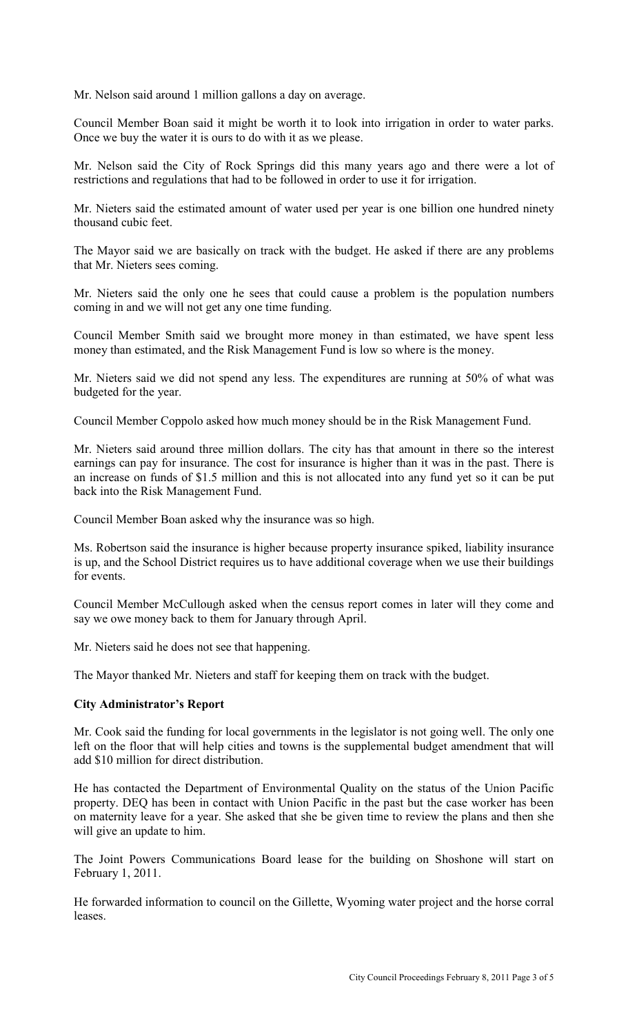Mr. Nelson said around 1 million gallons a day on average.

Council Member Boan said it might be worth it to look into irrigation in order to water parks. Once we buy the water it is ours to do with it as we please.

Mr. Nelson said the City of Rock Springs did this many years ago and there were a lot of restrictions and regulations that had to be followed in order to use it for irrigation.

Mr. Nieters said the estimated amount of water used per year is one billion one hundred ninety thousand cubic feet.

The Mayor said we are basically on track with the budget. He asked if there are any problems that Mr. Nieters sees coming.

Mr. Nieters said the only one he sees that could cause a problem is the population numbers coming in and we will not get any one time funding.

Council Member Smith said we brought more money in than estimated, we have spent less money than estimated, and the Risk Management Fund is low so where is the money.

Mr. Nieters said we did not spend any less. The expenditures are running at 50% of what was budgeted for the year.

Council Member Coppolo asked how much money should be in the Risk Management Fund.

Mr. Nieters said around three million dollars. The city has that amount in there so the interest earnings can pay for insurance. The cost for insurance is higher than it was in the past. There is an increase on funds of $1.5 million and this is not allocated into any fund yet so it can be put back into the Risk Management Fund.

Council Member Boan asked why the insurance was so high.

Ms. Robertson said the insurance is higher because property insurance spiked, liability insurance is up, and the School District requires us to have additional coverage when we use their buildings for events.

Council Member McCullough asked when the census report comes in later will they come and say we owe money back to them for January through April.

Mr. Nieters said he does not see that happening.

The Mayor thanked Mr. Nieters and staff for keeping them on track with the budget.

**City Administrator's Report**

Mr. Cook said the funding for local governments in the legislator is not going well. The only one left on the floor that will help cities and towns is the supplemental budget amendment that will add $10 million for direct distribution.

He has contacted the Department of Environmental Quality on the status of the Union Pacific property. DEQ has been in contact with Union Pacific in the past but the case worker has been on maternity leave for a year. She asked that she be given time to review the plans and then she will give an update to him.

The Joint Powers Communications Board lease for the building on Shoshone will start on February 1, 2011.

He forwarded information to council on the Gillette, Wyoming water project and the horse corral leases.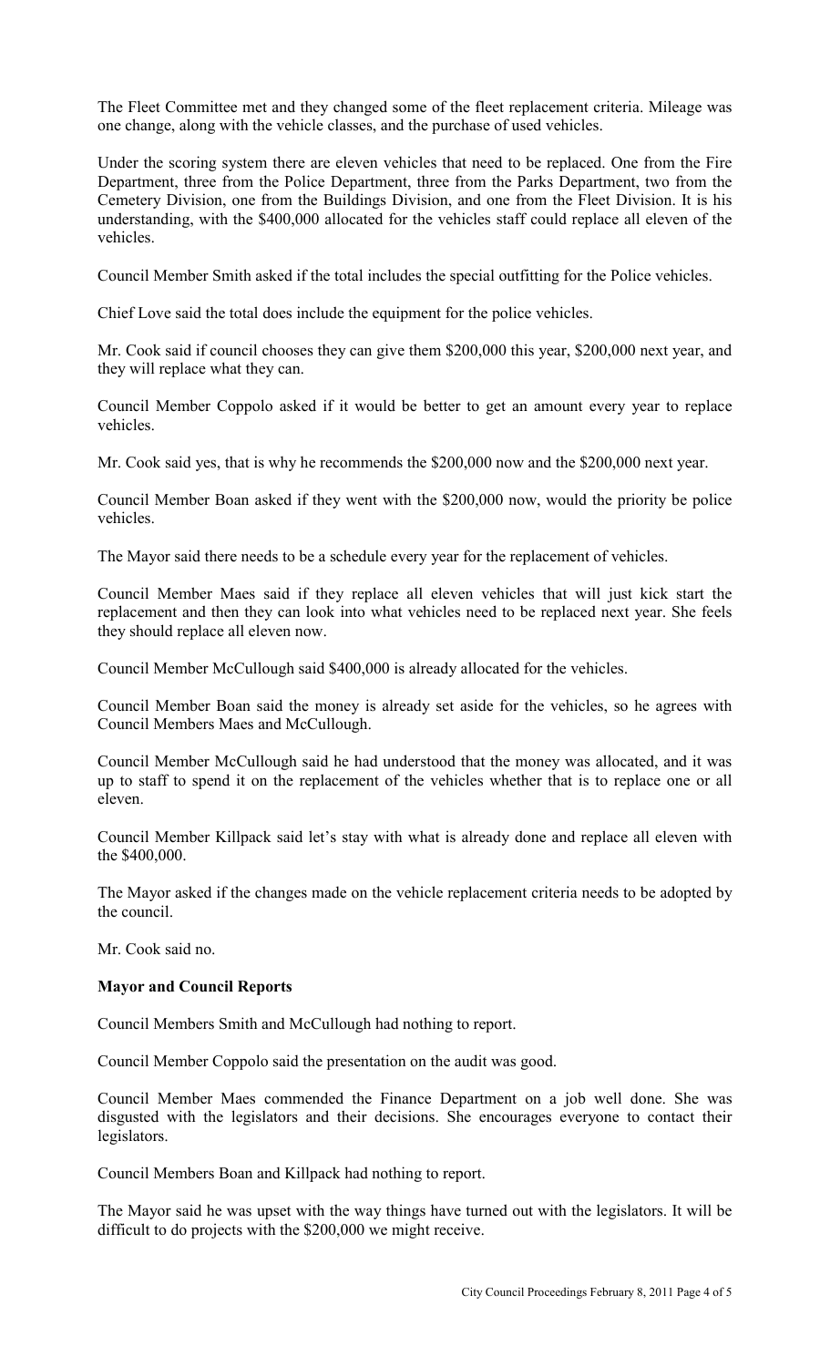The Fleet Committee met and they changed some of the fleet replacement criteria. Mileage was one change, along with the vehicle classes, and the purchase of used vehicles.

Under the scoring system there are eleven vehicles that need to be replaced. One from the Fire Department, three from the Police Department, three from the Parks Department, two from the Cemetery Division, one from the Buildings Division, and one from the Fleet Division. It is his understanding, with the $400,000 allocated for the vehicles staff could replace all eleven of the vehicles.

Council Member Smith asked if the total includes the special outfitting for the Police vehicles.

Chief Love said the total does include the equipment for the police vehicles.

Mr. Cook said if council chooses they can give them $200,000 this year, $200,000 next year, and they will replace what they can.

Council Member Coppolo asked if it would be better to get an amount every year to replace vehicles.

Mr. Cook said yes, that is why he recommends the $200,000 now and the $200,000 next year.

Council Member Boan asked if they went with the $200,000 now, would the priority be police vehicles.

The Mayor said there needs to be a schedule every year for the replacement of vehicles.

Council Member Maes said if they replace all eleven vehicles that will just kick start the replacement and then they can look into what vehicles need to be replaced next year. She feels they should replace all eleven now.

Council Member McCullough said $400,000 is already allocated for the vehicles.

Council Member Boan said the money is already set aside for the vehicles, so he agrees with Council Members Maes and McCullough.

Council Member McCullough said he had understood that the money was allocated, and it was up to staff to spend it on the replacement of the vehicles whether that is to replace one or all eleven.

Council Member Killpack said let's stay with what is already done and replace all eleven with the $400,000.

The Mayor asked if the changes made on the vehicle replacement criteria needs to be adopted by the council.

Mr. Cook said no.

**Mayor and Council Reports**

Council Members Smith and McCullough had nothing to report.

Council Member Coppolo said the presentation on the audit was good.

Council Member Maes commended the Finance Department on a job well done. She was disgusted with the legislators and their decisions. She encourages everyone to contact their legislators.

Council Members Boan and Killpack had nothing to report.

The Mayor said he was upset with the way things have turned out with the legislators. It will be difficult to do projects with the $200,000 we might receive.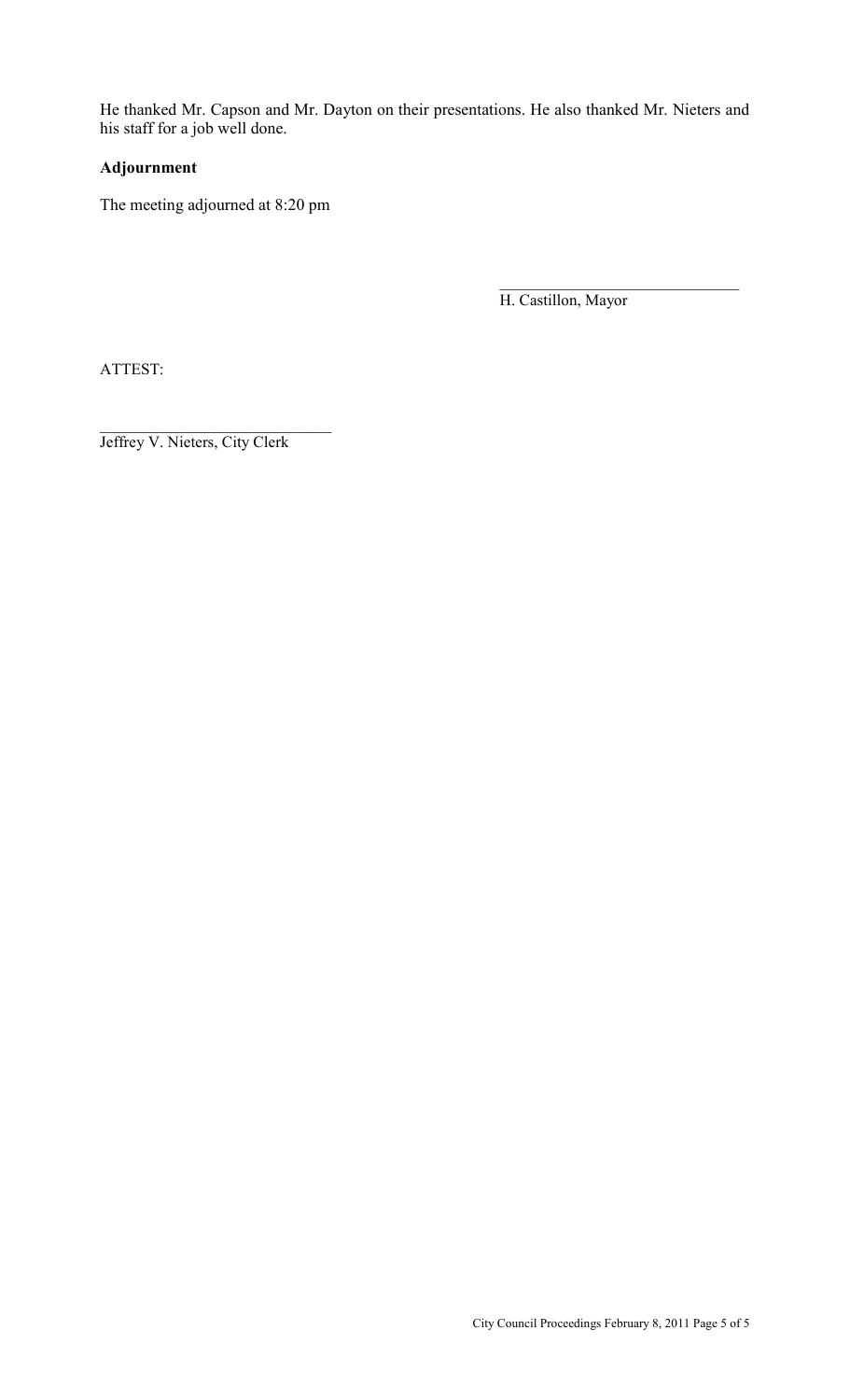He thanked Mr. Capson and Mr. Dayton on their presentations. He also thanked Mr. Nieters and his staff for a job well done.

**Adjournment**

The meeting adjourned at 8:20 pm

\_\_\_\_\_\_\_\_\_\_\_\_\_\_\_\_\_\_\_\_\_\_\_\_\_\_\_\_\_\_
H. Castillon, Mayor

ATTEST:

\_\_\_\_\_\_\_\_\_\_\_\_\_\_\_\_\_\_\_\_\_\_\_\_\_\_\_\_\_\_
Jeffrey V. Nieters, City Clerk